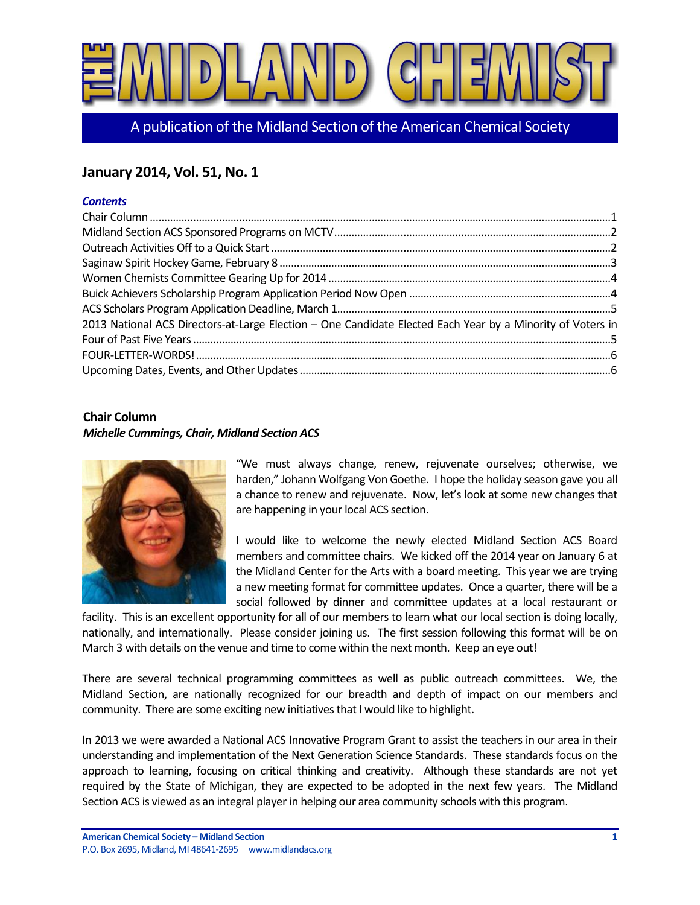# THE MIDLAND CHEMIST

A publication of the Midland Section of the American Chemical Society

## January 2014, Vol. 51, No. 1

### *Contents*

Chair Column ....1
Midland Section ACS Sponsored Programs on MCTV ....2
Outreach Activities Off to a Quick Start ....2
Saginaw Spirit Hockey Game, February 8 ....3
Women Chemists Committee Gearing Up for 2014 ....4
Buick Achievers Scholarship Program Application Period Now Open ....4
ACS Scholars Program Application Deadline, March 1 ....5
2013 National ACS Directors-at-Large Election – One Candidate Elected Each Year by a Minority of Voters in Four of Past Five Years ....5
FOUR-LETTER-WORDS! ....6
Upcoming Dates, Events, and Other Updates ....6

### Chair Column

***Michelle Cummings, Chair, Midland Section ACS***

"We must always change, renew, rejuvenate ourselves; otherwise, we harden," Johann Wolfgang Von Goethe. I hope the holiday season gave you all a chance to renew and rejuvenate. Now, let's look at some new changes that are happening in your local ACS section.

I would like to welcome the newly elected Midland Section ACS Board members and committee chairs. We kicked off the 2014 year on January 6 at the Midland Center for the Arts with a board meeting. This year we are trying a new meeting format for committee updates. Once a quarter, there will be a social followed by dinner and committee updates at a local restaurant or facility. This is an excellent opportunity for all of our members to learn what our local section is doing locally, nationally, and internationally. Please consider joining us. The first session following this format will be on March 3 with details on the venue and time to come within the next month. Keep an eye out!

There are several technical programming committees as well as public outreach committees. We, the Midland Section, are nationally recognized for our breadth and depth of impact on our members and community. There are some exciting new initiatives that I would like to highlight.

In 2013 we were awarded a National ACS Innovative Program Grant to assist the teachers in our area in their understanding and implementation of the Next Generation Science Standards. These standards focus on the approach to learning, focusing on critical thinking and creativity. Although these standards are not yet required by the State of Michigan, they are expected to be adopted in the next few years. The Midland Section ACS is viewed as an integral player in helping our area community schools with this program.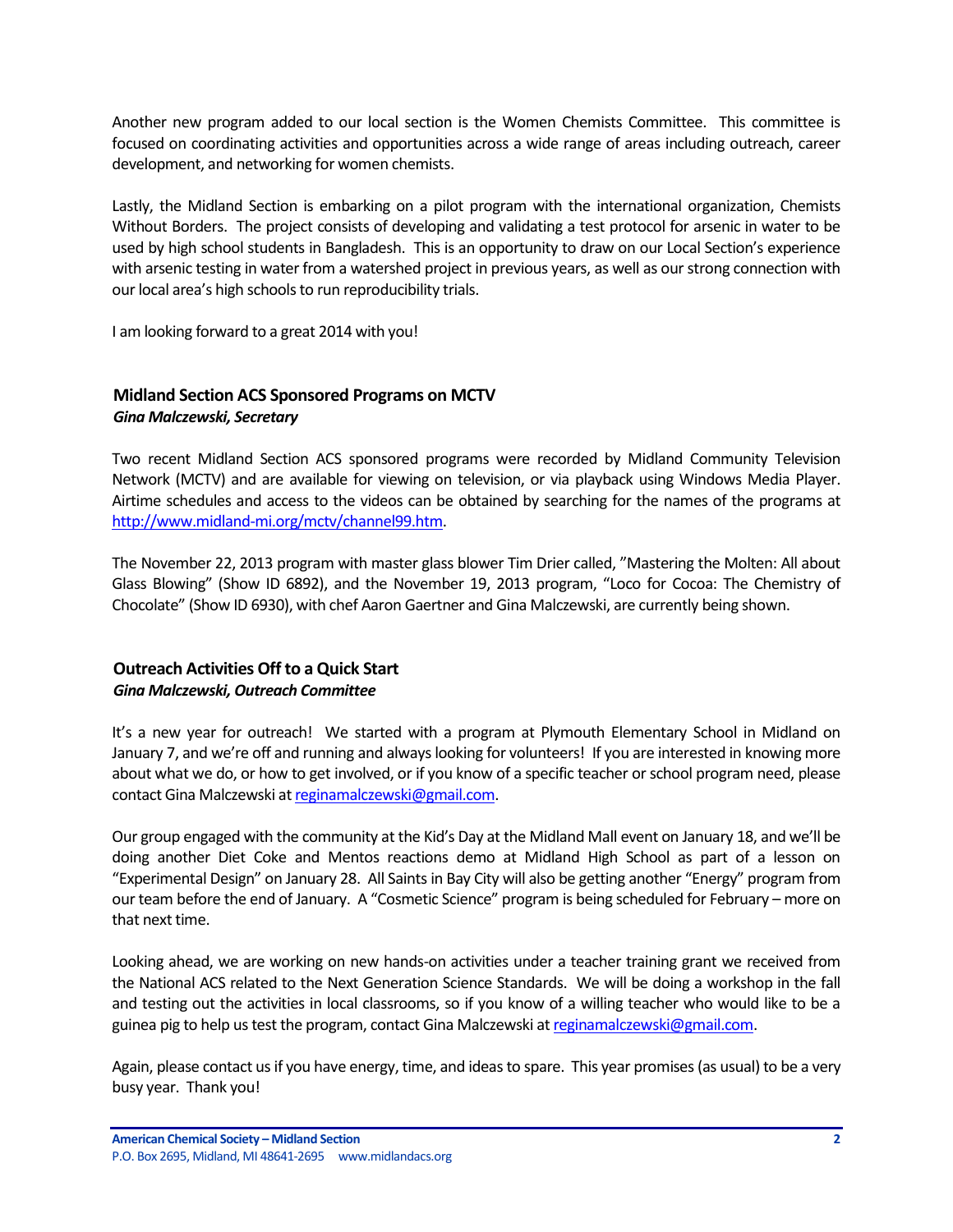Another new program added to our local section is the Women Chemists Committee. This committee is focused on coordinating activities and opportunities across a wide range of areas including outreach, career development, and networking for women chemists.

Lastly, the Midland Section is embarking on a pilot program with the international organization, Chemists Without Borders. The project consists of developing and validating a test protocol for arsenic in water to be used by high school students in Bangladesh. This is an opportunity to draw on our Local Section's experience with arsenic testing in water from a watershed project in previous years, as well as our strong connection with our local area's high schools to run reproducibility trials.

I am looking forward to a great 2014 with you!

### Midland Section ACS Sponsored Programs on MCTV

***Gina Malczewski, Secretary***

Two recent Midland Section ACS sponsored programs were recorded by Midland Community Television Network (MCTV) and are available for viewing on television, or via playback using Windows Media Player. Airtime schedules and access to the videos can be obtained by searching for the names of the programs at http://www.midland-mi.org/mctv/channel99.htm.

The November 22, 2013 program with master glass blower Tim Drier called, "Mastering the Molten: All about Glass Blowing" (Show ID 6892), and the November 19, 2013 program, "Loco for Cocoa: The Chemistry of Chocolate" (Show ID 6930), with chef Aaron Gaertner and Gina Malczewski, are currently being shown.

### Outreach Activities Off to a Quick Start

***Gina Malczewski, Outreach Committee***

It's a new year for outreach! We started with a program at Plymouth Elementary School in Midland on January 7, and we're off and running and always looking for volunteers! If you are interested in knowing more about what we do, or how to get involved, or if you know of a specific teacher or school program need, please contact Gina Malczewski at reginamalczewski@gmail.com.

Our group engaged with the community at the Kid's Day at the Midland Mall event on January 18, and we'll be doing another Diet Coke and Mentos reactions demo at Midland High School as part of a lesson on "Experimental Design" on January 28. All Saints in Bay City will also be getting another "Energy" program from our team before the end of January. A "Cosmetic Science" program is being scheduled for February – more on that next time.

Looking ahead, we are working on new hands-on activities under a teacher training grant we received from the National ACS related to the Next Generation Science Standards. We will be doing a workshop in the fall and testing out the activities in local classrooms, so if you know of a willing teacher who would like to be a guinea pig to help us test the program, contact Gina Malczewski at reginamalczewski@gmail.com.

Again, please contact us if you have energy, time, and ideas to spare. This year promises (as usual) to be a very busy year. Thank you!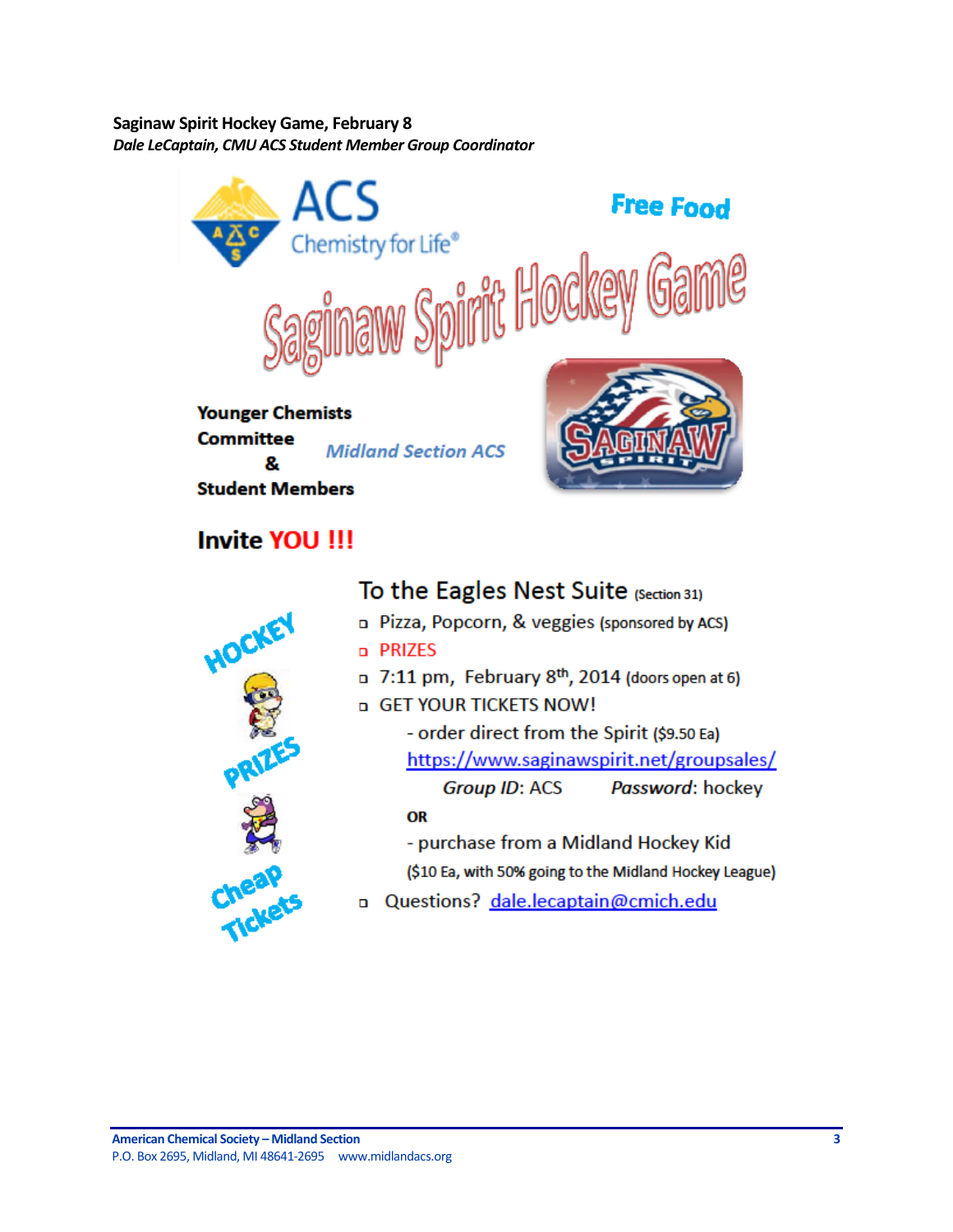**Saginaw Spirit Hockey Game, February 8**

***Dale LeCaptain, CMU ACS Student Member Group Coordinator***

ACS Chemistry for Life®

Free Food

# Saginaw Spirit Hockey Game

**Younger Chemists Committee & Student Members**

*Midland Section ACS*

## Invite YOU !!!

HOCKEY PRIZES Cheap Tickets

### To the Eagles Nest Suite (Section 31)

- Pizza, Popcorn, & veggies (sponsored by ACS)
- PRIZES
- 7:11 pm, February 8th, 2014 (doors open at 6)
- GET YOUR TICKETS NOW!
  - order direct from the Spirit ($9.50 Ea) https://www.saginawspirit.net/groupsales/
    *Group ID*: ACS *Password*: hockey

    **OR**
  - purchase from a Midland Hockey Kid ($10 Ea, with 50% going to the Midland Hockey League)
- Questions? dale.lecaptain@cmich.edu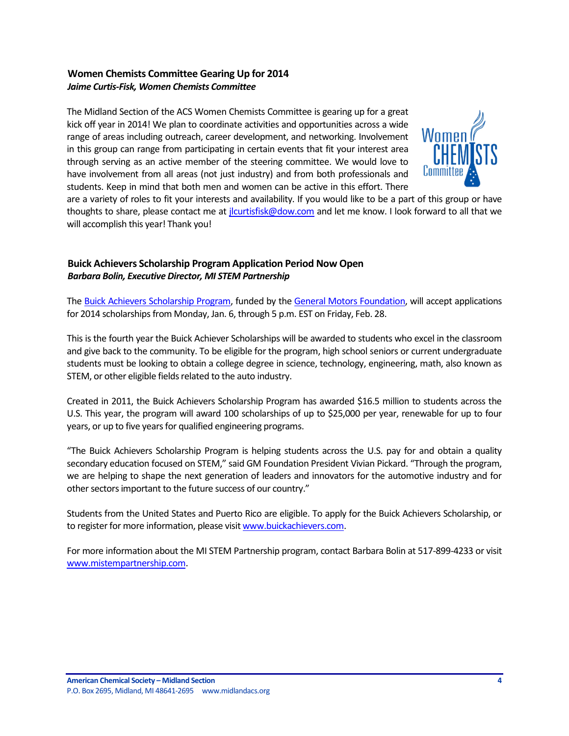## Women Chemists Committee Gearing Up for 2014

***Jaime Curtis-Fisk, Women Chemists Committee***

The Midland Section of the ACS Women Chemists Committee is gearing up for a great kick off year in 2014! We plan to coordinate activities and opportunities across a wide range of areas including outreach, career development, and networking. Involvement in this group can range from participating in certain events that fit your interest area through serving as an active member of the steering committee. We would love to have involvement from all areas (not just industry) and from both professionals and students. Keep in mind that both men and women can be active in this effort. There are a variety of roles to fit your interests and availability. If you would like to be a part of this group or have thoughts to share, please contact me at jlcurtisfisk@dow.com and let me know. I look forward to all that we will accomplish this year! Thank you!

## Buick Achievers Scholarship Program Application Period Now Open

***Barbara Bolin, Executive Director, MI STEM Partnership***

The Buick Achievers Scholarship Program, funded by the General Motors Foundation, will accept applications for 2014 scholarships from Monday, Jan. 6, through 5 p.m. EST on Friday, Feb. 28.

This is the fourth year the Buick Achiever Scholarships will be awarded to students who excel in the classroom and give back to the community. To be eligible for the program, high school seniors or current undergraduate students must be looking to obtain a college degree in science, technology, engineering, math, also known as STEM, or other eligible fields related to the auto industry.

Created in 2011, the Buick Achievers Scholarship Program has awarded $16.5 million to students across the U.S. This year, the program will award 100 scholarships of up to $25,000 per year, renewable for up to four years, or up to five years for qualified engineering programs.

"The Buick Achievers Scholarship Program is helping students across the U.S. pay for and obtain a quality secondary education focused on STEM," said GM Foundation President Vivian Pickard. "Through the program, we are helping to shape the next generation of leaders and innovators for the automotive industry and for other sectors important to the future success of our country."

Students from the United States and Puerto Rico are eligible. To apply for the Buick Achievers Scholarship, or to register for more information, please visit www.buickachievers.com.

For more information about the MI STEM Partnership program, contact Barbara Bolin at 517-899-4233 or visit www.mistempartnership.com.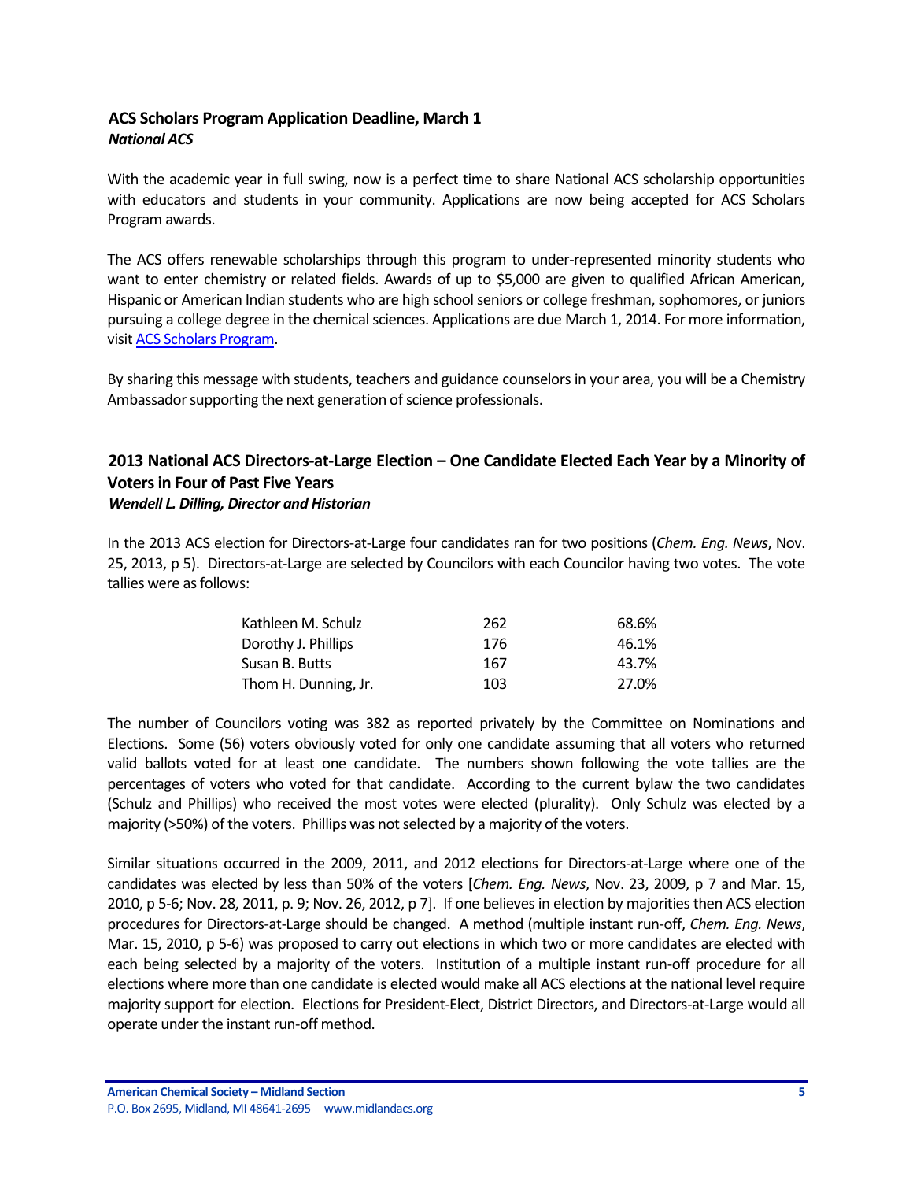### ACS Scholars Program Application Deadline, March 1
***National ACS***

With the academic year in full swing, now is a perfect time to share National ACS scholarship opportunities with educators and students in your community. Applications are now being accepted for ACS Scholars Program awards.

The ACS offers renewable scholarships through this program to under-represented minority students who want to enter chemistry or related fields. Awards of up to $5,000 are given to qualified African American, Hispanic or American Indian students who are high school seniors or college freshman, sophomores, or juniors pursuing a college degree in the chemical sciences. Applications are due March 1, 2014. For more information, visit ACS Scholars Program.

By sharing this message with students, teachers and guidance counselors in your area, you will be a Chemistry Ambassador supporting the next generation of science professionals.

### 2013 National ACS Directors-at-Large Election – One Candidate Elected Each Year by a Minority of Voters in Four of Past Five Years
***Wendell L. Dilling, Director and Historian***

In the 2013 ACS election for Directors-at-Large four candidates ran for two positions (*Chem. Eng. News*, Nov. 25, 2013, p 5). Directors-at-Large are selected by Councilors with each Councilor having two votes. The vote tallies were as follows:

| | | |
|---|---|---|
| Kathleen M. Schulz | 262 | 68.6% |
| Dorothy J. Phillips | 176 | 46.1% |
| Susan B. Butts | 167 | 43.7% |
| Thom H. Dunning, Jr. | 103 | 27.0% |

The number of Councilors voting was 382 as reported privately by the Committee on Nominations and Elections. Some (56) voters obviously voted for only one candidate assuming that all voters who returned valid ballots voted for at least one candidate. The numbers shown following the vote tallies are the percentages of voters who voted for that candidate. According to the current bylaw the two candidates (Schulz and Phillips) who received the most votes were elected (plurality). Only Schulz was elected by a majority (>50%) of the voters. Phillips was not selected by a majority of the voters.

Similar situations occurred in the 2009, 2011, and 2012 elections for Directors-at-Large where one of the candidates was elected by less than 50% of the voters [*Chem. Eng. News*, Nov. 23, 2009, p 7 and Mar. 15, 2010, p 5-6; Nov. 28, 2011, p. 9; Nov. 26, 2012, p 7]. If one believes in election by majorities then ACS election procedures for Directors-at-Large should be changed. A method (multiple instant run-off, *Chem. Eng. News*, Mar. 15, 2010, p 5-6) was proposed to carry out elections in which two or more candidates are elected with each being selected by a majority of the voters. Institution of a multiple instant run-off procedure for all elections where more than one candidate is elected would make all ACS elections at the national level require majority support for election. Elections for President-Elect, District Directors, and Directors-at-Large would all operate under the instant run-off method.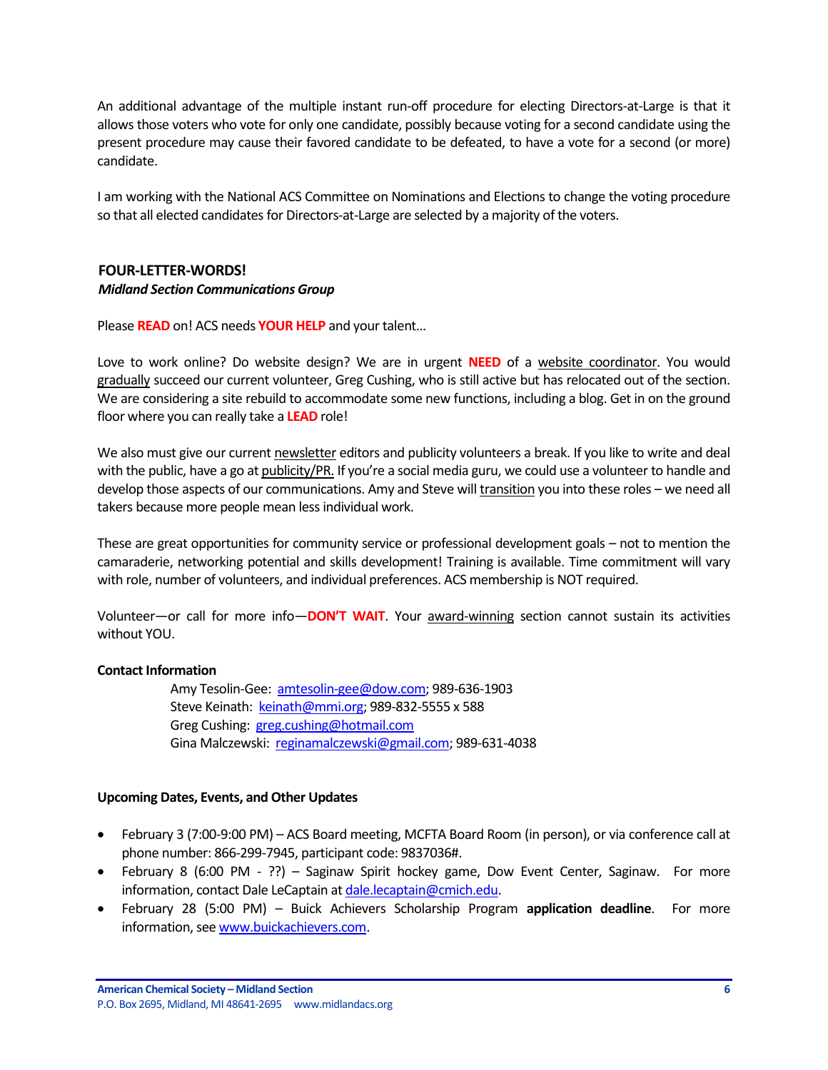An additional advantage of the multiple instant run-off procedure for electing Directors-at-Large is that it allows those voters who vote for only one candidate, possibly because voting for a second candidate using the present procedure may cause their favored candidate to be defeated, to have a vote for a second (or more) candidate.

I am working with the National ACS Committee on Nominations and Elections to change the voting procedure so that all elected candidates for Directors-at-Large are selected by a majority of the voters.

## FOUR-LETTER-WORDS!

***Midland Section Communications Group***

Please **READ** on! ACS needs **YOUR HELP** and your talent…

Love to work online? Do website design? We are in urgent **NEED** of a website coordinator. You would gradually succeed our current volunteer, Greg Cushing, who is still active but has relocated out of the section. We are considering a site rebuild to accommodate some new functions, including a blog. Get in on the ground floor where you can really take a **LEAD** role!

We also must give our current newsletter editors and publicity volunteers a break. If you like to write and deal with the public, have a go at publicity/PR. If you're a social media guru, we could use a volunteer to handle and develop those aspects of our communications. Amy and Steve will transition you into these roles – we need all takers because more people mean less individual work.

These are great opportunities for community service or professional development goals – not to mention the camaraderie, networking potential and skills development! Training is available. Time commitment will vary with role, number of volunteers, and individual preferences. ACS membership is NOT required.

Volunteer—or call for more info—**DON'T WAIT**. Your award-winning section cannot sustain its activities without YOU.

**Contact Information**

Amy Tesolin-Gee: amtesolin-gee@dow.com; 989-636-1903
Steve Keinath: keinath@mmi.org; 989-832-5555 x 588
Greg Cushing: greg.cushing@hotmail.com
Gina Malczewski: reginamalczewski@gmail.com; 989-631-4038

### Upcoming Dates, Events, and Other Updates

- February 3 (7:00-9:00 PM) – ACS Board meeting, MCFTA Board Room (in person), or via conference call at phone number: 866-299-7945, participant code: 9837036#.
- February 8 (6:00 PM - ??) – Saginaw Spirit hockey game, Dow Event Center, Saginaw. For more information, contact Dale LeCaptain at dale.lecaptain@cmich.edu.
- February 28 (5:00 PM) – Buick Achievers Scholarship Program **application deadline**. For more information, see www.buickachievers.com.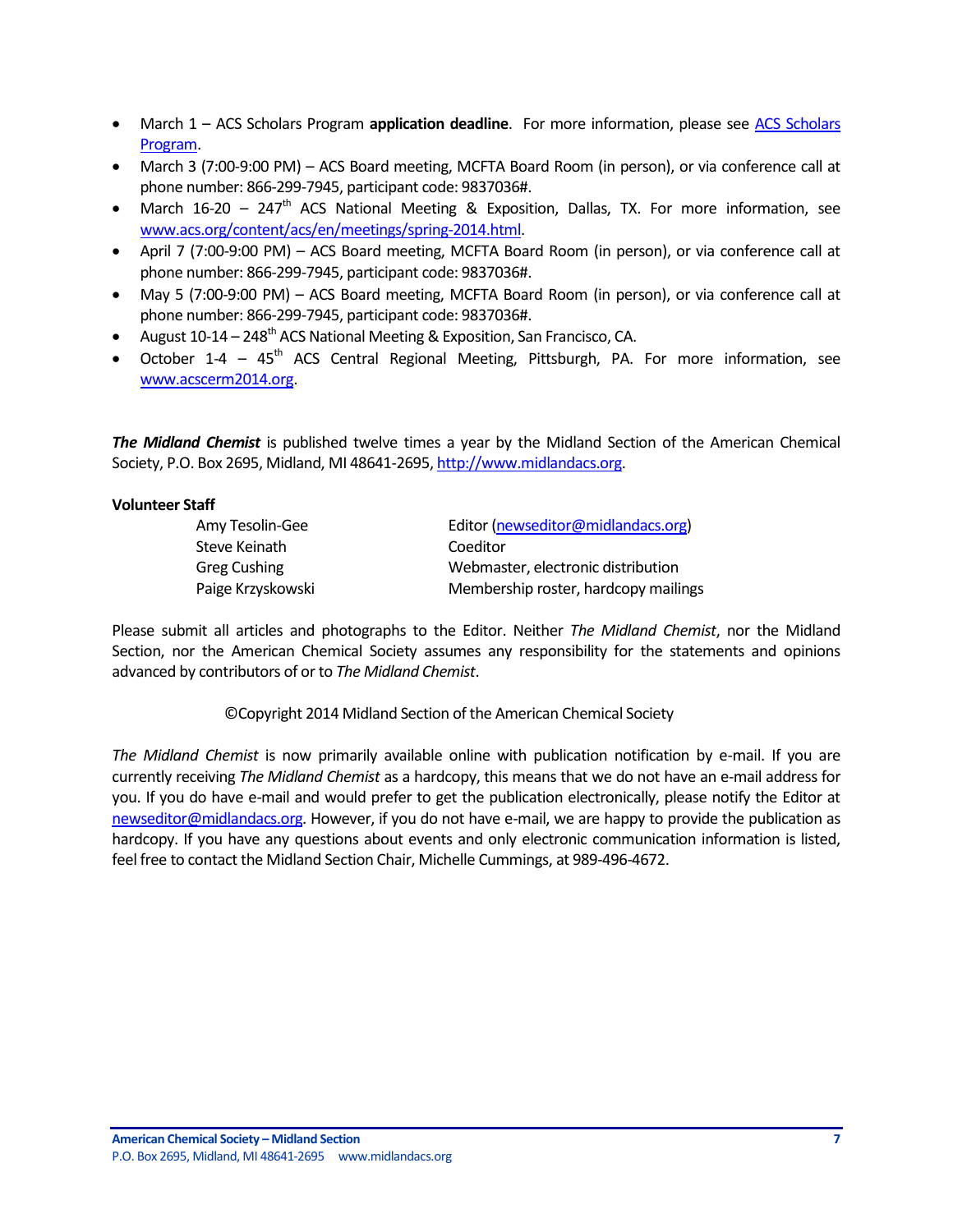- March 1 – ACS Scholars Program **application deadline**. For more information, please see ACS Scholars Program.
- March 3 (7:00-9:00 PM) – ACS Board meeting, MCFTA Board Room (in person), or via conference call at phone number: 866-299-7945, participant code: 9837036#.
- March 16-20 – 247th ACS National Meeting & Exposition, Dallas, TX. For more information, see www.acs.org/content/acs/en/meetings/spring-2014.html.
- April 7 (7:00-9:00 PM) – ACS Board meeting, MCFTA Board Room (in person), or via conference call at phone number: 866-299-7945, participant code: 9837036#.
- May 5 (7:00-9:00 PM) – ACS Board meeting, MCFTA Board Room (in person), or via conference call at phone number: 866-299-7945, participant code: 9837036#.
- August 10-14 – 248th ACS National Meeting & Exposition, San Francisco, CA.
- October 1-4 – 45th ACS Central Regional Meeting, Pittsburgh, PA. For more information, see www.acscerm2014.org.

***The Midland Chemist*** is published twelve times a year by the Midland Section of the American Chemical Society, P.O. Box 2695, Midland, MI 48641-2695, http://www.midlandacs.org.

**Volunteer Staff**

| | |
|---|---|
| Amy Tesolin-Gee | Editor (newseditor@midlandacs.org) |
| Steve Keinath | Coeditor |
| Greg Cushing | Webmaster, electronic distribution |
| Paige Krzyskowski | Membership roster, hardcopy mailings |

Please submit all articles and photographs to the Editor. Neither *The Midland Chemist*, nor the Midland Section, nor the American Chemical Society assumes any responsibility for the statements and opinions advanced by contributors of or to *The Midland Chemist*.

©Copyright 2014 Midland Section of the American Chemical Society

*The Midland Chemist* is now primarily available online with publication notification by e-mail. If you are currently receiving *The Midland Chemist* as a hardcopy, this means that we do not have an e-mail address for you. If you do have e-mail and would prefer to get the publication electronically, please notify the Editor at newseditor@midlandacs.org. However, if you do not have e-mail, we are happy to provide the publication as hardcopy. If you have any questions about events and only electronic communication information is listed, feel free to contact the Midland Section Chair, Michelle Cummings, at 989-496-4672.